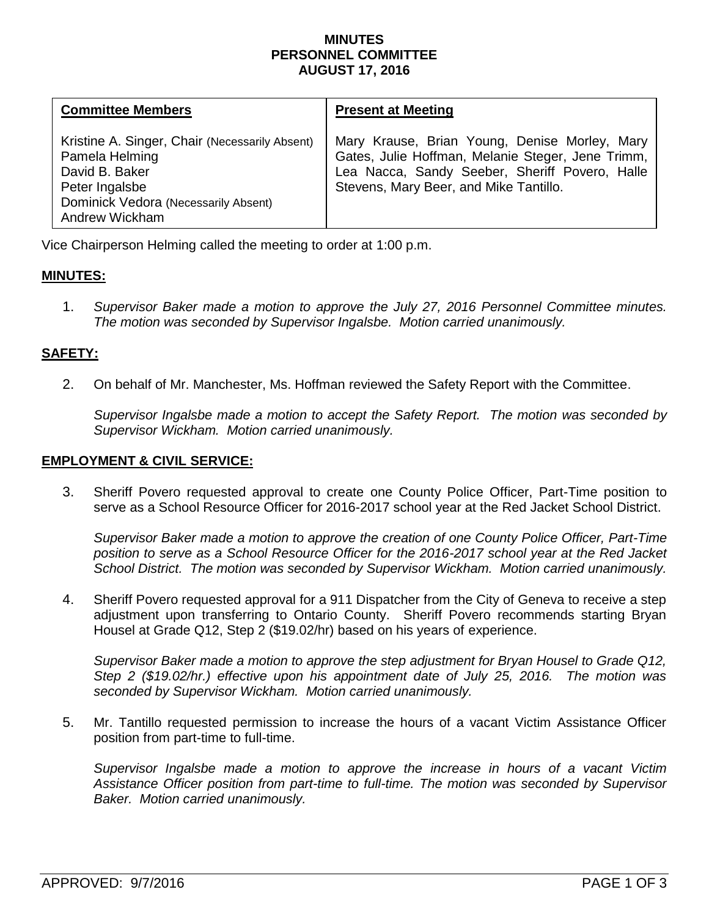**MINUTES**
**PERSONNEL COMMITTEE**
**AUGUST 17, 2016**

| **Committee Members** | **Present at Meeting** |
|---|---|
| Kristine A. Singer, Chair (Necessarily Absent)<br>Pamela Helming<br>David B. Baker<br>Peter Ingalsbe<br>Dominick Vedora (Necessarily Absent)<br>Andrew Wickham | Mary Krause, Brian Young, Denise Morley, Mary Gates, Julie Hoffman, Melanie Steger, Jene Trimm, Lea Nacca, Sandy Seeber, Sheriff Povero, Halle Stevens, Mary Beer, and Mike Tantillo. |

Vice Chairperson Helming called the meeting to order at 1:00 p.m.

**MINUTES:**

1. *Supervisor Baker made a motion to approve the July 27, 2016 Personnel Committee minutes. The motion was seconded by Supervisor Ingalsbe. Motion carried unanimously.*

**SAFETY:**

2. On behalf of Mr. Manchester, Ms. Hoffman reviewed the Safety Report with the Committee.

   *Supervisor Ingalsbe made a motion to accept the Safety Report. The motion was seconded by Supervisor Wickham. Motion carried unanimously.*

**EMPLOYMENT & CIVIL SERVICE:**

3. Sheriff Povero requested approval to create one County Police Officer, Part-Time position to serve as a School Resource Officer for 2016-2017 school year at the Red Jacket School District.

   *Supervisor Baker made a motion to approve the creation of one County Police Officer, Part-Time position to serve as a School Resource Officer for the 2016-2017 school year at the Red Jacket School District. The motion was seconded by Supervisor Wickham. Motion carried unanimously.*

4. Sheriff Povero requested approval for a 911 Dispatcher from the City of Geneva to receive a step adjustment upon transferring to Ontario County. Sheriff Povero recommends starting Bryan Housel at Grade Q12, Step 2 ($19.02/hr) based on his years of experience.

   *Supervisor Baker made a motion to approve the step adjustment for Bryan Housel to Grade Q12, Step 2 ($19.02/hr.) effective upon his appointment date of July 25, 2016. The motion was seconded by Supervisor Wickham. Motion carried unanimously.*

5. Mr. Tantillo requested permission to increase the hours of a vacant Victim Assistance Officer position from part-time to full-time.

   *Supervisor Ingalsbe made a motion to approve the increase in hours of a vacant Victim Assistance Officer position from part-time to full-time. The motion was seconded by Supervisor Baker. Motion carried unanimously.*

APPROVED: 9/7/2016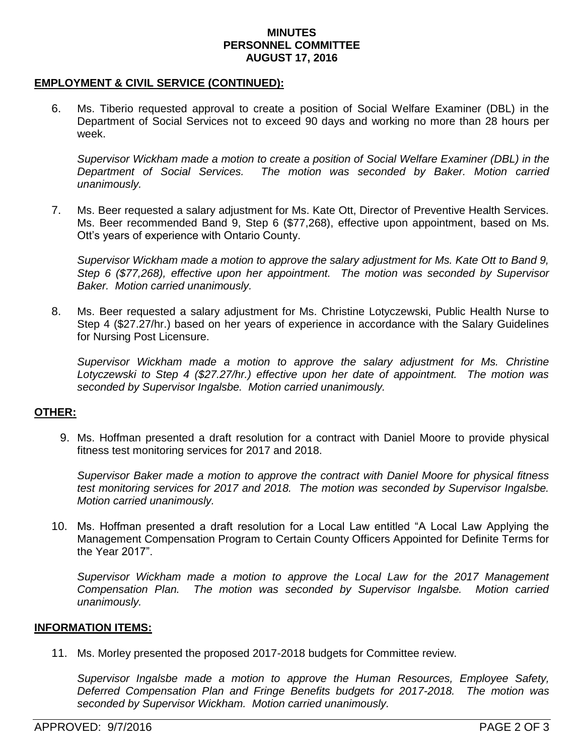**MINUTES**
**PERSONNEL COMMITTEE**
**AUGUST 17, 2016**

## EMPLOYMENT & CIVIL SERVICE (CONTINUED):

6. Ms. Tiberio requested approval to create a position of Social Welfare Examiner (DBL) in the Department of Social Services not to exceed 90 days and working no more than 28 hours per week.

   *Supervisor Wickham made a motion to create a position of Social Welfare Examiner (DBL) in the Department of Social Services. The motion was seconded by Baker. Motion carried unanimously.*

7. Ms. Beer requested a salary adjustment for Ms. Kate Ott, Director of Preventive Health Services. Ms. Beer recommended Band 9, Step 6 ($77,268), effective upon appointment, based on Ms. Ott's years of experience with Ontario County.

   *Supervisor Wickham made a motion to approve the salary adjustment for Ms. Kate Ott to Band 9, Step 6 ($77,268), effective upon her appointment. The motion was seconded by Supervisor Baker. Motion carried unanimously.*

8. Ms. Beer requested a salary adjustment for Ms. Christine Lotyczewski, Public Health Nurse to Step 4 ($27.27/hr.) based on her years of experience in accordance with the Salary Guidelines for Nursing Post Licensure.

   *Supervisor Wickham made a motion to approve the salary adjustment for Ms. Christine Lotyczewski to Step 4 ($27.27/hr.) effective upon her date of appointment. The motion was seconded by Supervisor Ingalsbe. Motion carried unanimously.*

## OTHER:

9. Ms. Hoffman presented a draft resolution for a contract with Daniel Moore to provide physical fitness test monitoring services for 2017 and 2018.

   *Supervisor Baker made a motion to approve the contract with Daniel Moore for physical fitness test monitoring services for 2017 and 2018. The motion was seconded by Supervisor Ingalsbe. Motion carried unanimously.*

10. Ms. Hoffman presented a draft resolution for a Local Law entitled "A Local Law Applying the Management Compensation Program to Certain County Officers Appointed for Definite Terms for the Year 2017".

    *Supervisor Wickham made a motion to approve the Local Law for the 2017 Management Compensation Plan. The motion was seconded by Supervisor Ingalsbe. Motion carried unanimously.*

## INFORMATION ITEMS:

11. Ms. Morley presented the proposed 2017-2018 budgets for Committee review.

    *Supervisor Ingalsbe made a motion to approve the Human Resources, Employee Safety, Deferred Compensation Plan and Fringe Benefits budgets for 2017-2018. The motion was seconded by Supervisor Wickham. Motion carried unanimously.*

APPROVED: 9/7/2016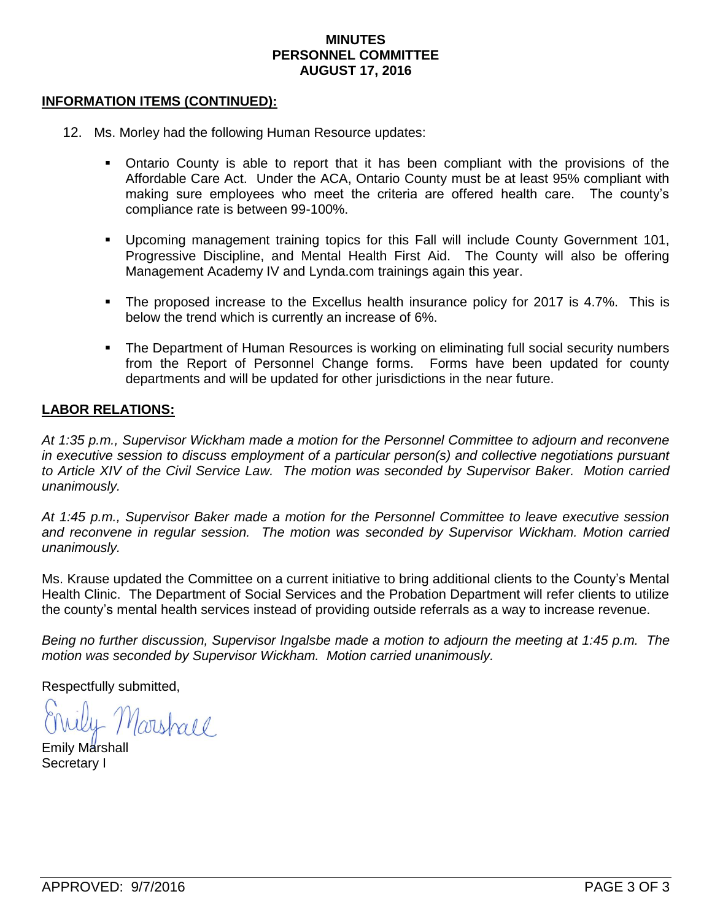**MINUTES**
**PERSONNEL COMMITTEE**
**AUGUST 17, 2016**

**INFORMATION ITEMS (CONTINUED):**

12. Ms. Morley had the following Human Resource updates:

    - Ontario County is able to report that it has been compliant with the provisions of the Affordable Care Act. Under the ACA, Ontario County must be at least 95% compliant with making sure employees who meet the criteria are offered health care. The county's compliance rate is between 99-100%.

    - Upcoming management training topics for this Fall will include County Government 101, Progressive Discipline, and Mental Health First Aid. The County will also be offering Management Academy IV and Lynda.com trainings again this year.

    - The proposed increase to the Excellus health insurance policy for 2017 is 4.7%. This is below the trend which is currently an increase of 6%.

    - The Department of Human Resources is working on eliminating full social security numbers from the Report of Personnel Change forms. Forms have been updated for county departments and will be updated for other jurisdictions in the near future.

**LABOR RELATIONS:**

*At 1:35 p.m., Supervisor Wickham made a motion for the Personnel Committee to adjourn and reconvene in executive session to discuss employment of a particular person(s) and collective negotiations pursuant to Article XIV of the Civil Service Law. The motion was seconded by Supervisor Baker. Motion carried unanimously.*

*At 1:45 p.m., Supervisor Baker made a motion for the Personnel Committee to leave executive session and reconvene in regular session. The motion was seconded by Supervisor Wickham. Motion carried unanimously.*

Ms. Krause updated the Committee on a current initiative to bring additional clients to the County's Mental Health Clinic. The Department of Social Services and the Probation Department will refer clients to utilize the county's mental health services instead of providing outside referrals as a way to increase revenue.

*Being no further discussion, Supervisor Ingalsbe made a motion to adjourn the meeting at 1:45 p.m. The motion was seconded by Supervisor Wickham. Motion carried unanimously.*

Respectfully submitted,

Emily Marshall

Emily Marshall
Secretary I

APPROVED: 9/7/2016